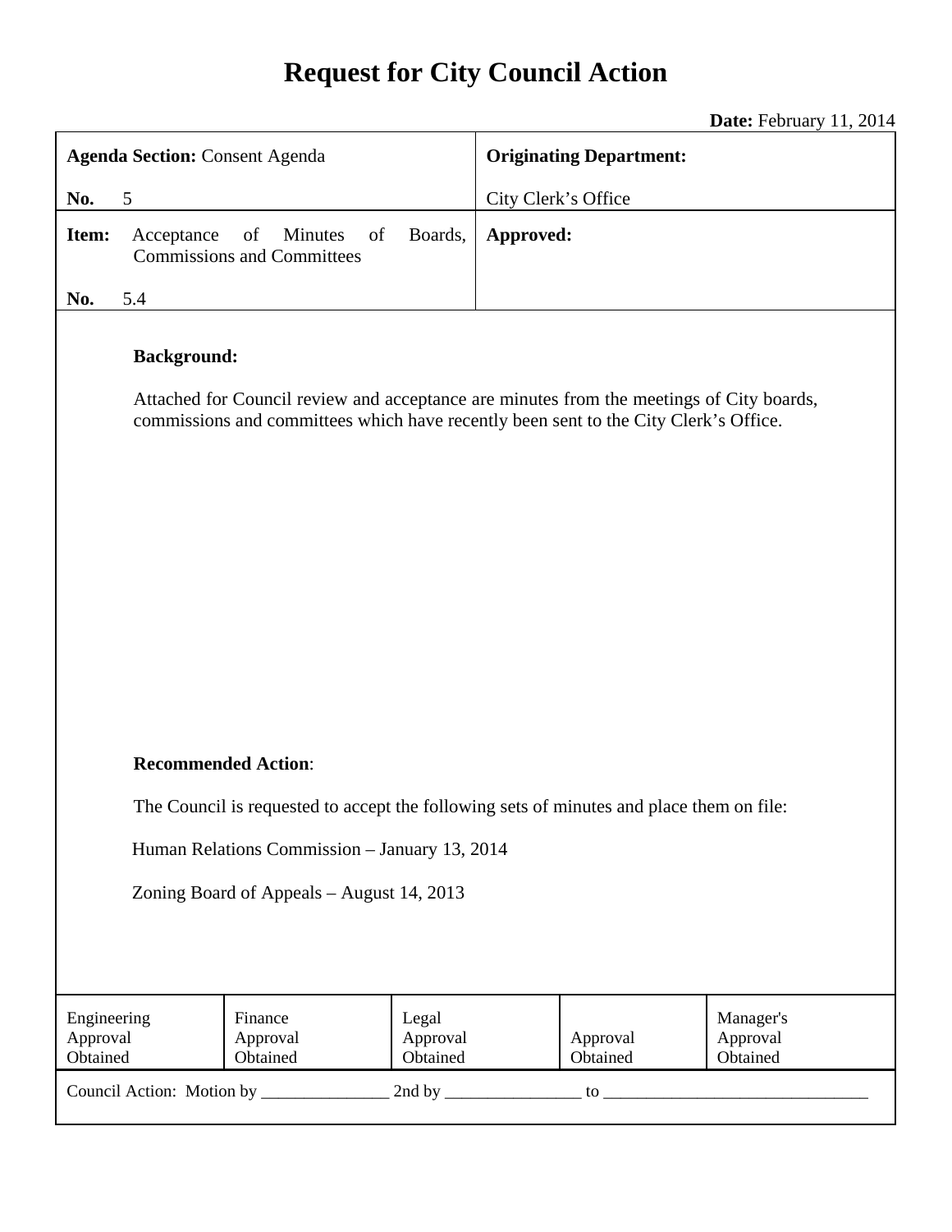# Request for City Council Action

**Date:** February 11, 2014

| **Agenda Section:** Consent Agenda<br><br>**No.** 5 | **Originating Department:**<br><br>City Clerk's Office |
| --- | --- |
| **Item:** Acceptance of Minutes of Boards, Commissions and Committees<br><br>**No.** 5.4 | **Approved:** |

**Background:**

Attached for Council review and acceptance are minutes from the meetings of City boards, commissions and committees which have recently been sent to the City Clerk's Office.

**Recommended Action**:

The Council is requested to accept the following sets of minutes and place them on file:

Human Relations Commission – January 13, 2014

Zoning Board of Appeals – August 14, 2013

| Engineering Approval Obtained | Finance Approval Obtained | Legal Approval Obtained | Approval Obtained | Manager's Approval Obtained |
| --- | --- | --- | --- | --- |

Council Action: Motion by _______________ 2nd by ________________ to _______________________________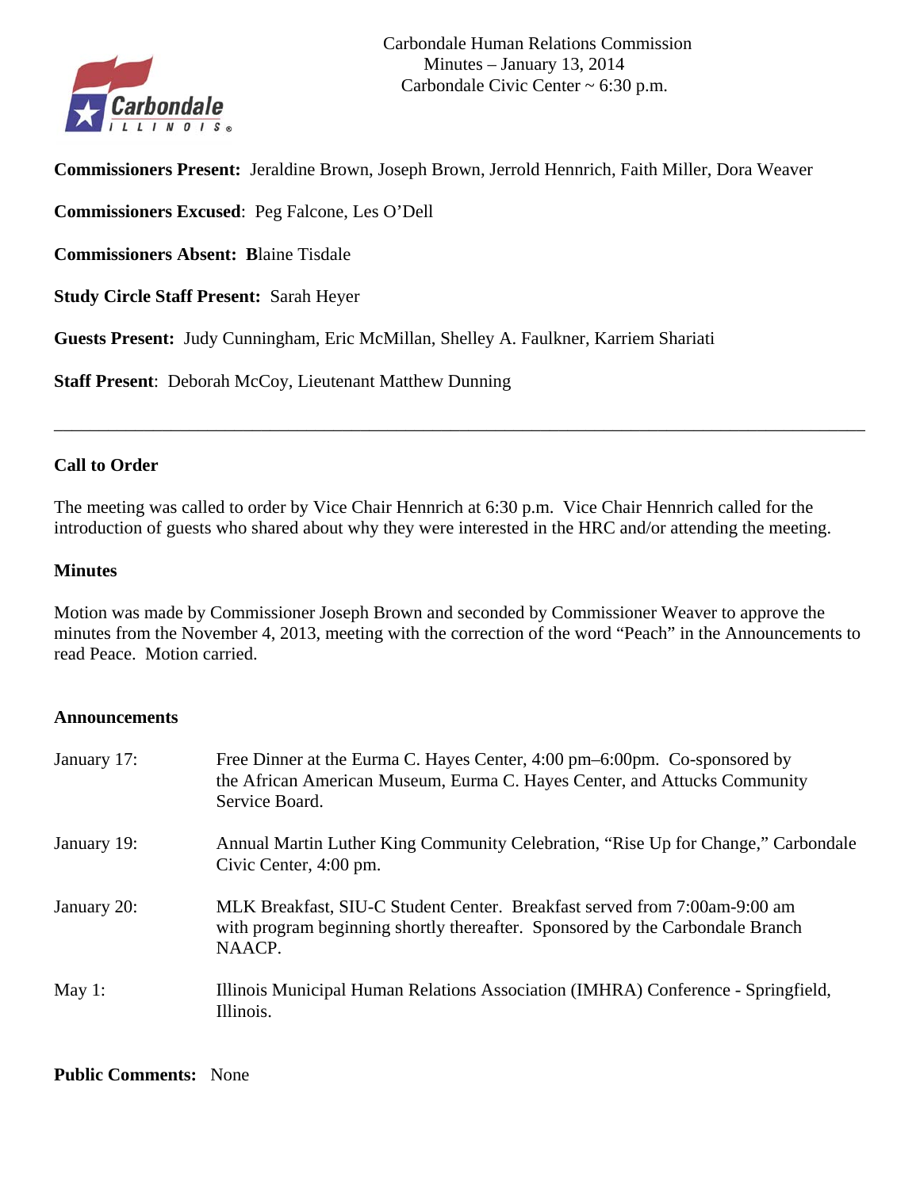Carbondale Human Relations Commission
Minutes – January 13, 2014
Carbondale Civic Center ~ 6:30 p.m.

**Commissioners Present:** Jeraldine Brown, Joseph Brown, Jerrold Hennrich, Faith Miller, Dora Weaver

**Commissioners Excused**: Peg Falcone, Les O'Dell

**Commissioners Absent:** **B**laine Tisdale

**Study Circle Staff Present:** Sarah Heyer

**Guests Present:** Judy Cunningham, Eric McMillan, Shelley A. Faulkner, Karriem Shariati

**Staff Present**: Deborah McCoy, Lieutenant Matthew Dunning

---

**Call to Order**

The meeting was called to order by Vice Chair Hennrich at 6:30 p.m. Vice Chair Hennrich called for the introduction of guests who shared about why they were interested in the HRC and/or attending the meeting.

**Minutes**

Motion was made by Commissioner Joseph Brown and seconded by Commissioner Weaver to approve the minutes from the November 4, 2013, meeting with the correction of the word "Peach" in the Announcements to read Peace. Motion carried.

**Announcements**

| | |
|---|---|
| January 17: | Free Dinner at the Eurma C. Hayes Center, 4:00 pm–6:00pm. Co-sponsored by the African American Museum, Eurma C. Hayes Center, and Attucks Community Service Board. |
| January 19: | Annual Martin Luther King Community Celebration, "Rise Up for Change," Carbondale Civic Center, 4:00 pm. |
| January 20: | MLK Breakfast, SIU-C Student Center. Breakfast served from 7:00am-9:00 am with program beginning shortly thereafter. Sponsored by the Carbondale Branch NAACP. |
| May 1: | Illinois Municipal Human Relations Association (IMHRA) Conference - Springfield, Illinois. |

**Public Comments:** None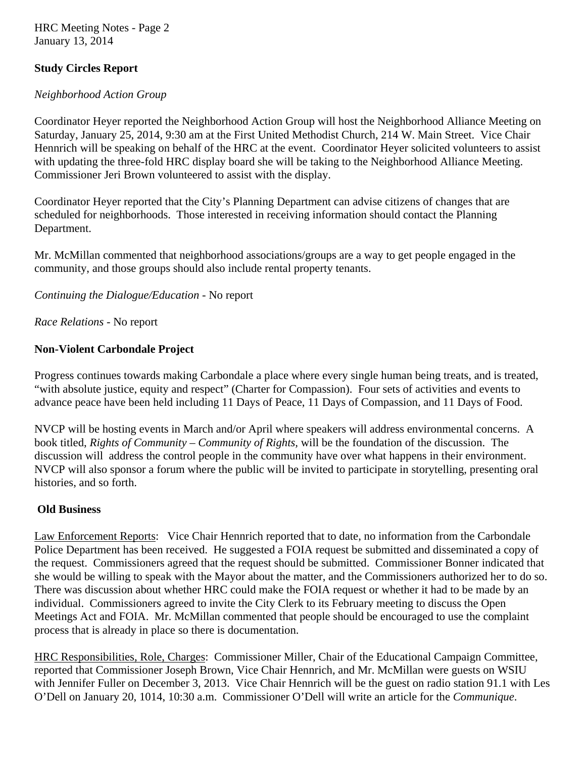**Study Circles Report**

*Neighborhood Action Group*

Coordinator Heyer reported the Neighborhood Action Group will host the Neighborhood Alliance Meeting on Saturday, January 25, 2014, 9:30 am at the First United Methodist Church, 214 W. Main Street. Vice Chair Hennrich will be speaking on behalf of the HRC at the event. Coordinator Heyer solicited volunteers to assist with updating the three-fold HRC display board she will be taking to the Neighborhood Alliance Meeting. Commissioner Jeri Brown volunteered to assist with the display.

Coordinator Heyer reported that the City's Planning Department can advise citizens of changes that are scheduled for neighborhoods. Those interested in receiving information should contact the Planning Department.

Mr. McMillan commented that neighborhood associations/groups are a way to get people engaged in the community, and those groups should also include rental property tenants.

*Continuing the Dialogue/Education* - No report

*Race Relations* - No report

**Non-Violent Carbondale Project**

Progress continues towards making Carbondale a place where every single human being treats, and is treated, "with absolute justice, equity and respect" (Charter for Compassion). Four sets of activities and events to advance peace have been held including 11 Days of Peace, 11 Days of Compassion, and 11 Days of Food.

NVCP will be hosting events in March and/or April where speakers will address environmental concerns. A book titled, *Rights of Community – Community of Rights*, will be the foundation of the discussion. The discussion will address the control people in the community have over what happens in their environment. NVCP will also sponsor a forum where the public will be invited to participate in storytelling, presenting oral histories, and so forth.

**Old Business**

Law Enforcement Reports: Vice Chair Hennrich reported that to date, no information from the Carbondale Police Department has been received. He suggested a FOIA request be submitted and disseminated a copy of the request. Commissioners agreed that the request should be submitted. Commissioner Bonner indicated that she would be willing to speak with the Mayor about the matter, and the Commissioners authorized her to do so. There was discussion about whether HRC could make the FOIA request or whether it had to be made by an individual. Commissioners agreed to invite the City Clerk to its February meeting to discuss the Open Meetings Act and FOIA. Mr. McMillan commented that people should be encouraged to use the complaint process that is already in place so there is documentation.

HRC Responsibilities, Role, Charges: Commissioner Miller, Chair of the Educational Campaign Committee, reported that Commissioner Joseph Brown, Vice Chair Hennrich, and Mr. McMillan were guests on WSIU with Jennifer Fuller on December 3, 2013. Vice Chair Hennrich will be the guest on radio station 91.1 with Les O'Dell on January 20, 1014, 10:30 a.m. Commissioner O'Dell will write an article for the *Communique*.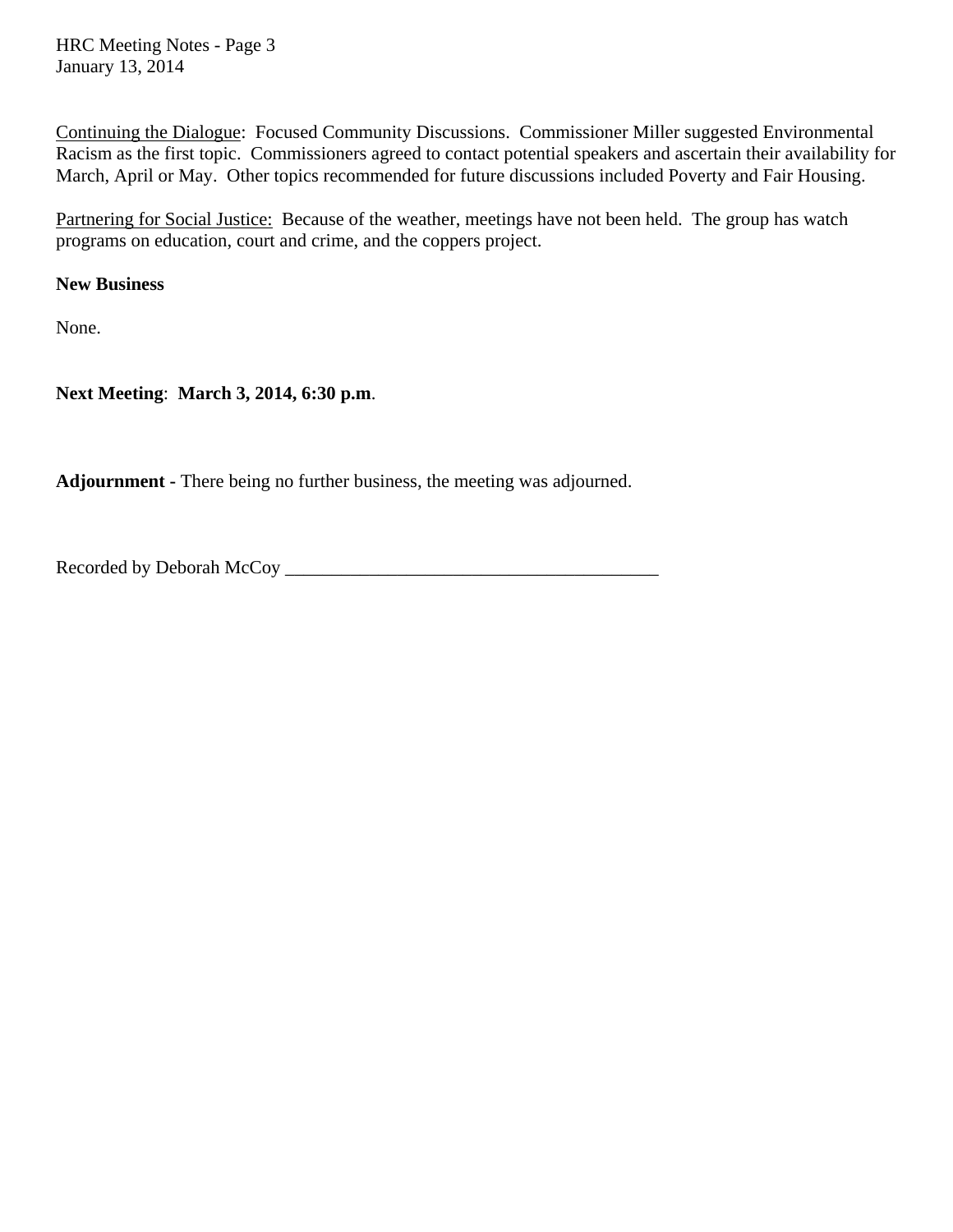Continuing the Dialogue: Focused Community Discussions. Commissioner Miller suggested Environmental Racism as the first topic. Commissioners agreed to contact potential speakers and ascertain their availability for March, April or May. Other topics recommended for future discussions included Poverty and Fair Housing.

Partnering for Social Justice: Because of the weather, meetings have not been held. The group has watch programs on education, court and crime, and the coppers project.

**New Business**

None.

**Next Meeting**: **March 3, 2014, 6:30 p.m**.

**Adjournment -** There being no further business, the meeting was adjourned.

Recorded by Deborah McCoy ________________________________________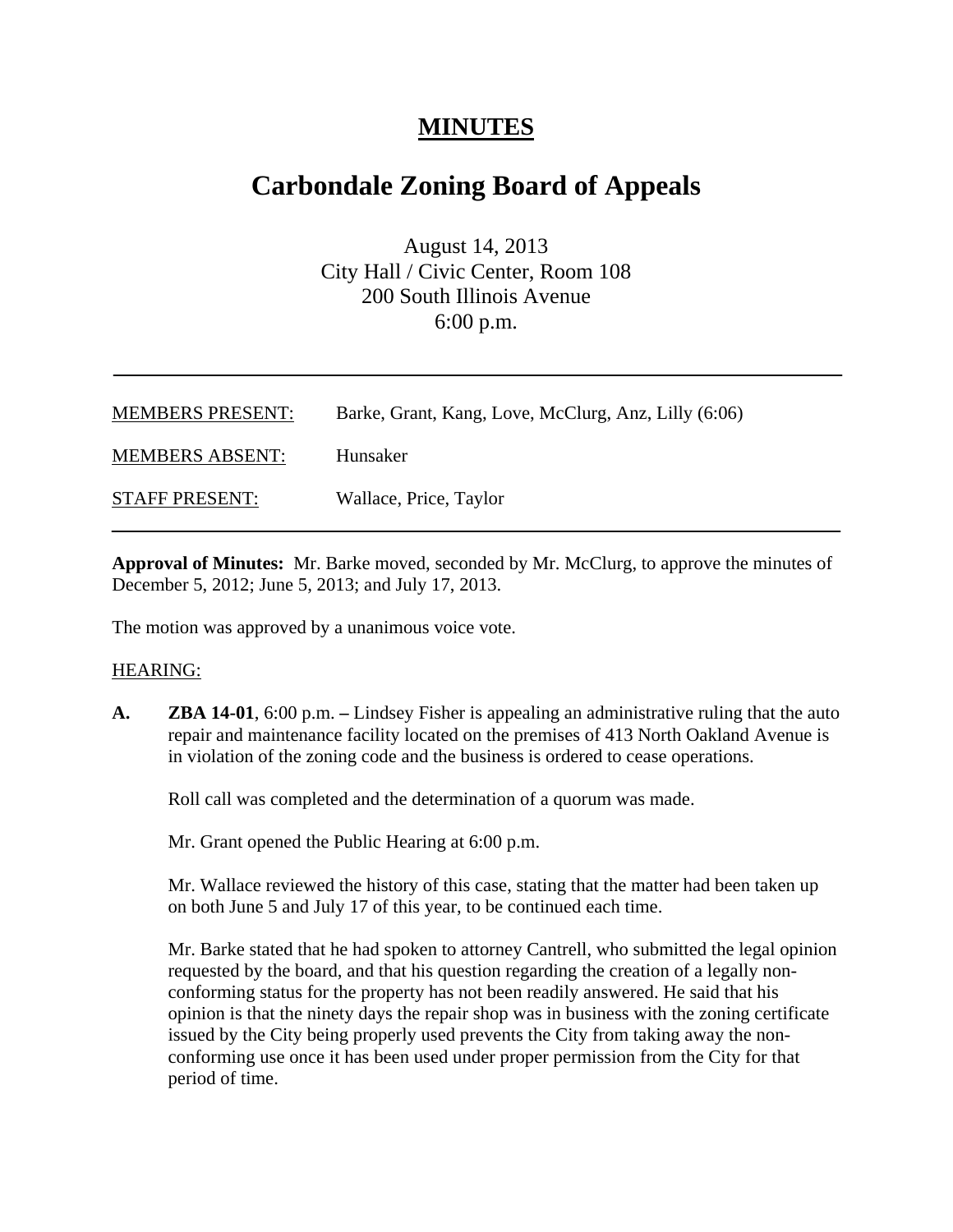# MINUTES

# Carbondale Zoning Board of Appeals

August 14, 2013
City Hall / Civic Center, Room 108
200 South Illinois Avenue
6:00 p.m.

---

| | |
|---|---|
| MEMBERS PRESENT: | Barke, Grant, Kang, Love, McClurg, Anz, Lilly (6:06) |
| MEMBERS ABSENT: | Hunsaker |
| STAFF PRESENT: | Wallace, Price, Taylor |

---

**Approval of Minutes:** Mr. Barke moved, seconded by Mr. McClurg, to approve the minutes of December 5, 2012; June 5, 2013; and July 17, 2013.

The motion was approved by a unanimous voice vote.

HEARING:

**A.** **ZBA 14-01**, 6:00 p.m. **–** Lindsey Fisher is appealing an administrative ruling that the auto repair and maintenance facility located on the premises of 413 North Oakland Avenue is in violation of the zoning code and the business is ordered to cease operations.

Roll call was completed and the determination of a quorum was made.

Mr. Grant opened the Public Hearing at 6:00 p.m.

Mr. Wallace reviewed the history of this case, stating that the matter had been taken up on both June 5 and July 17 of this year, to be continued each time.

Mr. Barke stated that he had spoken to attorney Cantrell, who submitted the legal opinion requested by the board, and that his question regarding the creation of a legally non-conforming status for the property has not been readily answered. He said that his opinion is that the ninety days the repair shop was in business with the zoning certificate issued by the City being properly used prevents the City from taking away the non-conforming use once it has been used under proper permission from the City for that period of time.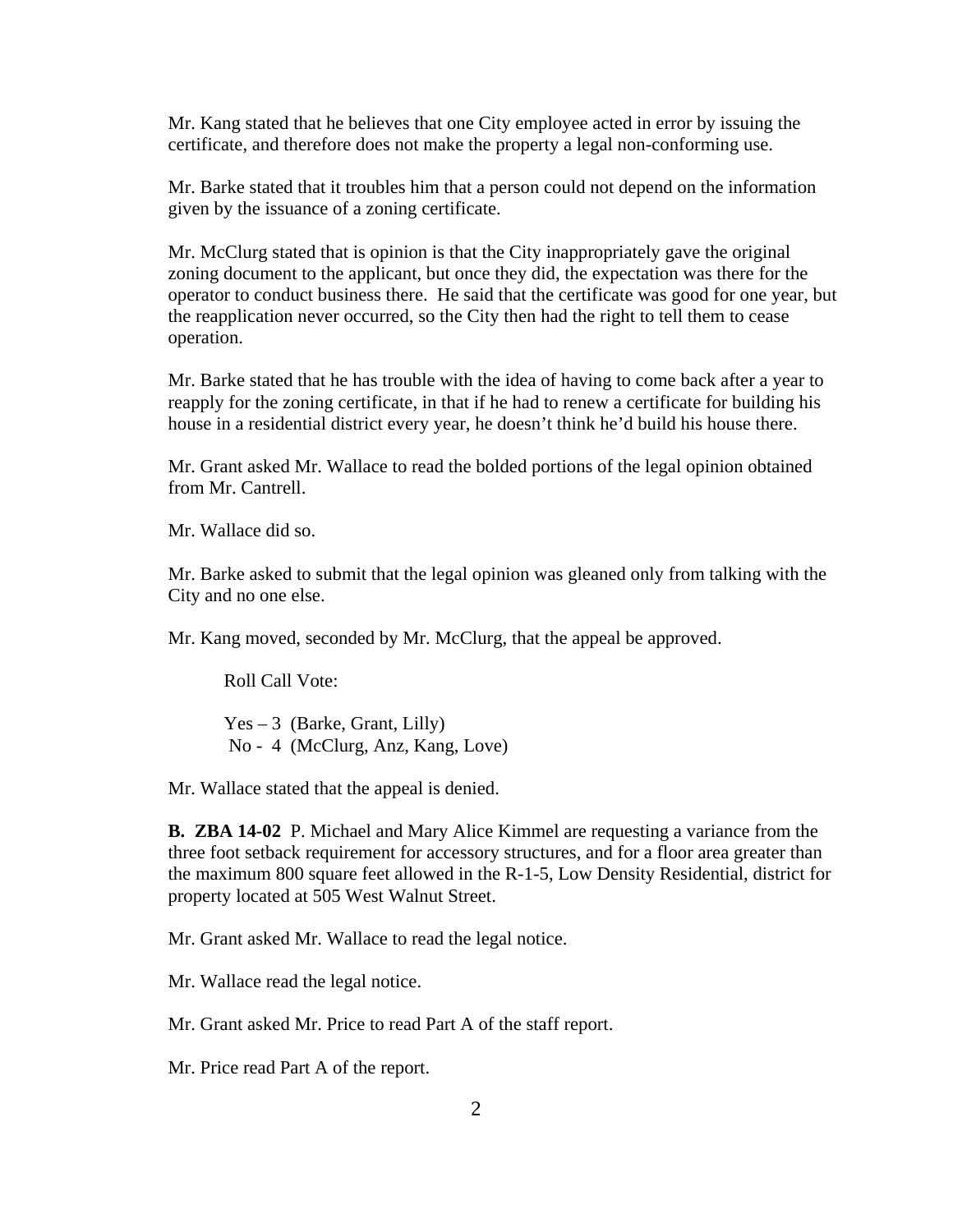Mr. Kang stated that he believes that one City employee acted in error by issuing the certificate, and therefore does not make the property a legal non-conforming use.

Mr. Barke stated that it troubles him that a person could not depend on the information given by the issuance of a zoning certificate.

Mr. McClurg stated that is opinion is that the City inappropriately gave the original zoning document to the applicant, but once they did, the expectation was there for the operator to conduct business there. He said that the certificate was good for one year, but the reapplication never occurred, so the City then had the right to tell them to cease operation.

Mr. Barke stated that he has trouble with the idea of having to come back after a year to reapply for the zoning certificate, in that if he had to renew a certificate for building his house in a residential district every year, he doesn't think he'd build his house there.

Mr. Grant asked Mr. Wallace to read the bolded portions of the legal opinion obtained from Mr. Cantrell.

Mr. Wallace did so.

Mr. Barke asked to submit that the legal opinion was gleaned only from talking with the City and no one else.

Mr. Kang moved, seconded by Mr. McClurg, that the appeal be approved.

Roll Call Vote:

Yes – 3 (Barke, Grant, Lilly)
No - 4 (McClurg, Anz, Kang, Love)

Mr. Wallace stated that the appeal is denied.

**B. ZBA 14-02** P. Michael and Mary Alice Kimmel are requesting a variance from the three foot setback requirement for accessory structures, and for a floor area greater than the maximum 800 square feet allowed in the R-1-5, Low Density Residential, district for property located at 505 West Walnut Street.

Mr. Grant asked Mr. Wallace to read the legal notice.

Mr. Wallace read the legal notice.

Mr. Grant asked Mr. Price to read Part A of the staff report.

Mr. Price read Part A of the report.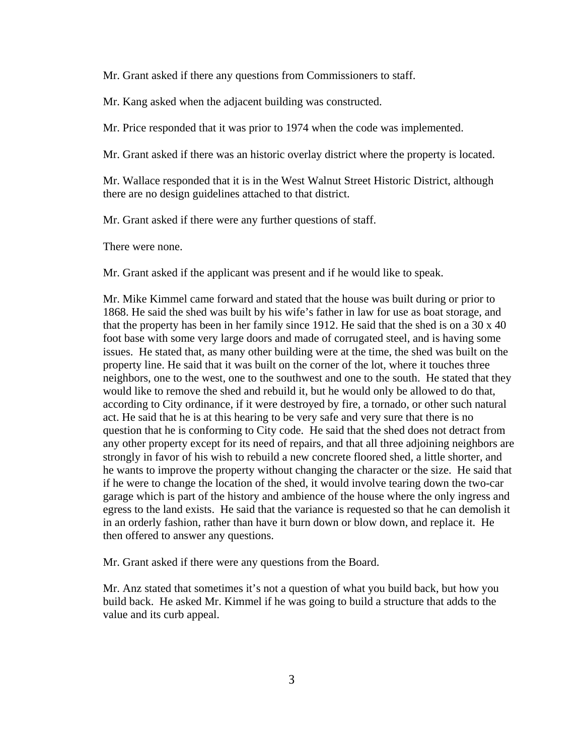Mr. Grant asked if there any questions from Commissioners to staff.

Mr. Kang asked when the adjacent building was constructed.

Mr. Price responded that it was prior to 1974 when the code was implemented.

Mr. Grant asked if there was an historic overlay district where the property is located.

Mr. Wallace responded that it is in the West Walnut Street Historic District, although there are no design guidelines attached to that district.

Mr. Grant asked if there were any further questions of staff.

There were none.

Mr. Grant asked if the applicant was present and if he would like to speak.

Mr. Mike Kimmel came forward and stated that the house was built during or prior to 1868. He said the shed was built by his wife's father in law for use as boat storage, and that the property has been in her family since 1912. He said that the shed is on a 30 x 40 foot base with some very large doors and made of corrugated steel, and is having some issues. He stated that, as many other building were at the time, the shed was built on the property line. He said that it was built on the corner of the lot, where it touches three neighbors, one to the west, one to the southwest and one to the south. He stated that they would like to remove the shed and rebuild it, but he would only be allowed to do that, according to City ordinance, if it were destroyed by fire, a tornado, or other such natural act. He said that he is at this hearing to be very safe and very sure that there is no question that he is conforming to City code. He said that the shed does not detract from any other property except for its need of repairs, and that all three adjoining neighbors are strongly in favor of his wish to rebuild a new concrete floored shed, a little shorter, and he wants to improve the property without changing the character or the size. He said that if he were to change the location of the shed, it would involve tearing down the two-car garage which is part of the history and ambience of the house where the only ingress and egress to the land exists. He said that the variance is requested so that he can demolish it in an orderly fashion, rather than have it burn down or blow down, and replace it. He then offered to answer any questions.

Mr. Grant asked if there were any questions from the Board.

Mr. Anz stated that sometimes it's not a question of what you build back, but how you build back. He asked Mr. Kimmel if he was going to build a structure that adds to the value and its curb appeal.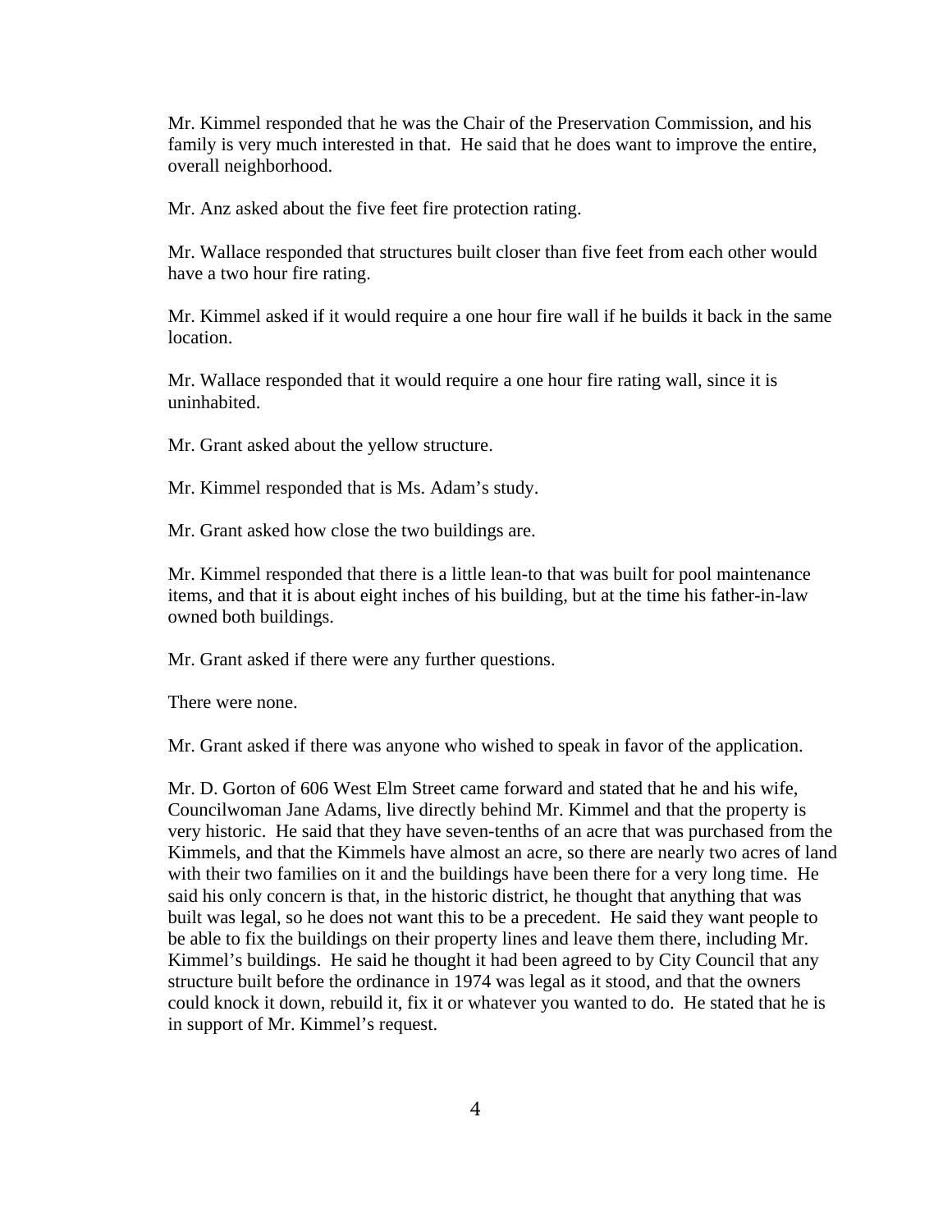Mr. Kimmel responded that he was the Chair of the Preservation Commission, and his family is very much interested in that. He said that he does want to improve the entire, overall neighborhood.

Mr. Anz asked about the five feet fire protection rating.

Mr. Wallace responded that structures built closer than five feet from each other would have a two hour fire rating.

Mr. Kimmel asked if it would require a one hour fire wall if he builds it back in the same location.

Mr. Wallace responded that it would require a one hour fire rating wall, since it is uninhabited.

Mr. Grant asked about the yellow structure.

Mr. Kimmel responded that is Ms. Adam's study.

Mr. Grant asked how close the two buildings are.

Mr. Kimmel responded that there is a little lean-to that was built for pool maintenance items, and that it is about eight inches of his building, but at the time his father-in-law owned both buildings.

Mr. Grant asked if there were any further questions.

There were none.

Mr. Grant asked if there was anyone who wished to speak in favor of the application.

Mr. D. Gorton of 606 West Elm Street came forward and stated that he and his wife, Councilwoman Jane Adams, live directly behind Mr. Kimmel and that the property is very historic. He said that they have seven-tenths of an acre that was purchased from the Kimmels, and that the Kimmels have almost an acre, so there are nearly two acres of land with their two families on it and the buildings have been there for a very long time. He said his only concern is that, in the historic district, he thought that anything that was built was legal, so he does not want this to be a precedent. He said they want people to be able to fix the buildings on their property lines and leave them there, including Mr. Kimmel's buildings. He said he thought it had been agreed to by City Council that any structure built before the ordinance in 1974 was legal as it stood, and that the owners could knock it down, rebuild it, fix it or whatever you wanted to do. He stated that he is in support of Mr. Kimmel's request.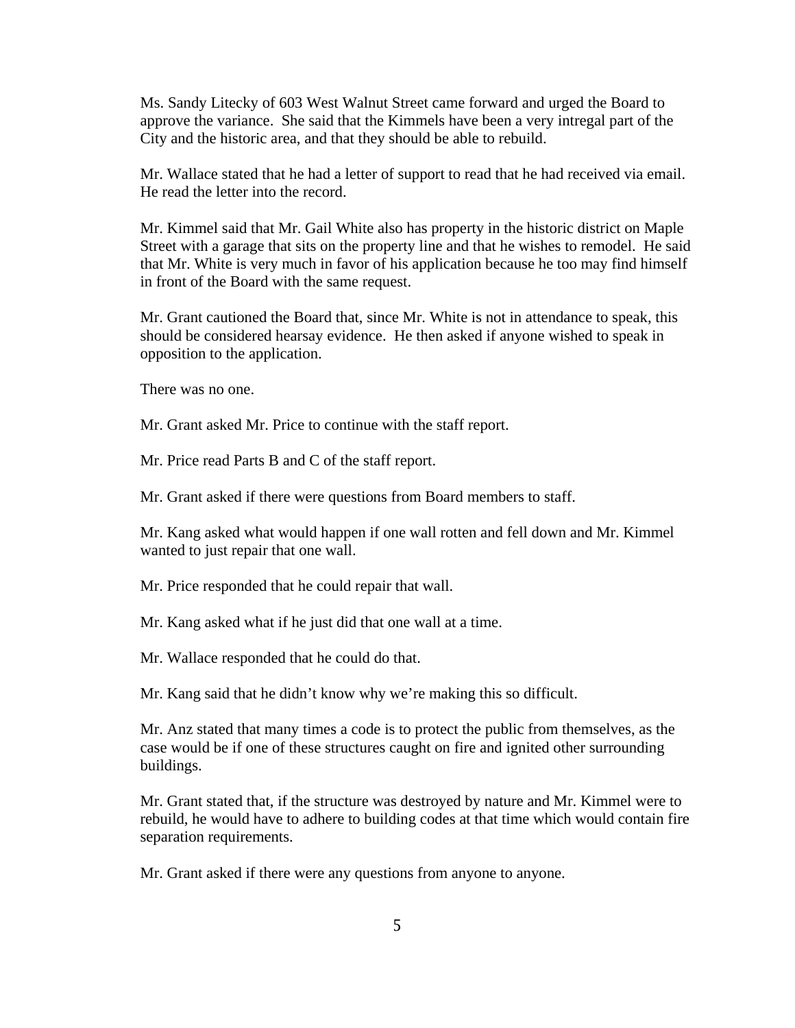Ms. Sandy Litecky of 603 West Walnut Street came forward and urged the Board to approve the variance. She said that the Kimmels have been a very intregal part of the City and the historic area, and that they should be able to rebuild.

Mr. Wallace stated that he had a letter of support to read that he had received via email. He read the letter into the record.

Mr. Kimmel said that Mr. Gail White also has property in the historic district on Maple Street with a garage that sits on the property line and that he wishes to remodel. He said that Mr. White is very much in favor of his application because he too may find himself in front of the Board with the same request.

Mr. Grant cautioned the Board that, since Mr. White is not in attendance to speak, this should be considered hearsay evidence. He then asked if anyone wished to speak in opposition to the application.

There was no one.

Mr. Grant asked Mr. Price to continue with the staff report.

Mr. Price read Parts B and C of the staff report.

Mr. Grant asked if there were questions from Board members to staff.

Mr. Kang asked what would happen if one wall rotten and fell down and Mr. Kimmel wanted to just repair that one wall.

Mr. Price responded that he could repair that wall.

Mr. Kang asked what if he just did that one wall at a time.

Mr. Wallace responded that he could do that.

Mr. Kang said that he didn't know why we're making this so difficult.

Mr. Anz stated that many times a code is to protect the public from themselves, as the case would be if one of these structures caught on fire and ignited other surrounding buildings.

Mr. Grant stated that, if the structure was destroyed by nature and Mr. Kimmel were to rebuild, he would have to adhere to building codes at that time which would contain fire separation requirements.

Mr. Grant asked if there were any questions from anyone to anyone.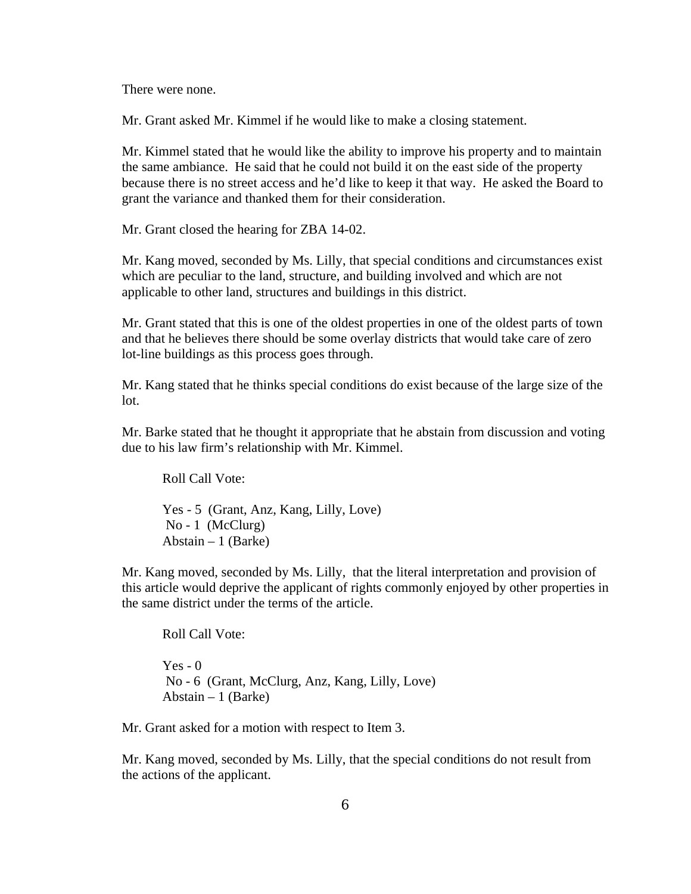There were none.

Mr. Grant asked Mr. Kimmel if he would like to make a closing statement.

Mr. Kimmel stated that he would like the ability to improve his property and to maintain the same ambiance. He said that he could not build it on the east side of the property because there is no street access and he'd like to keep it that way. He asked the Board to grant the variance and thanked them for their consideration.

Mr. Grant closed the hearing for ZBA 14-02.

Mr. Kang moved, seconded by Ms. Lilly, that special conditions and circumstances exist which are peculiar to the land, structure, and building involved and which are not applicable to other land, structures and buildings in this district.

Mr. Grant stated that this is one of the oldest properties in one of the oldest parts of town and that he believes there should be some overlay districts that would take care of zero lot-line buildings as this process goes through.

Mr. Kang stated that he thinks special conditions do exist because of the large size of the lot.

Mr. Barke stated that he thought it appropriate that he abstain from discussion and voting due to his law firm's relationship with Mr. Kimmel.

Roll Call Vote:

Yes - 5 (Grant, Anz, Kang, Lilly, Love)
No - 1 (McClurg)
Abstain – 1 (Barke)

Mr. Kang moved, seconded by Ms. Lilly, that the literal interpretation and provision of this article would deprive the applicant of rights commonly enjoyed by other properties in the same district under the terms of the article.

Roll Call Vote:

Yes - 0
No - 6 (Grant, McClurg, Anz, Kang, Lilly, Love)
Abstain – 1 (Barke)

Mr. Grant asked for a motion with respect to Item 3.

Mr. Kang moved, seconded by Ms. Lilly, that the special conditions do not result from the actions of the applicant.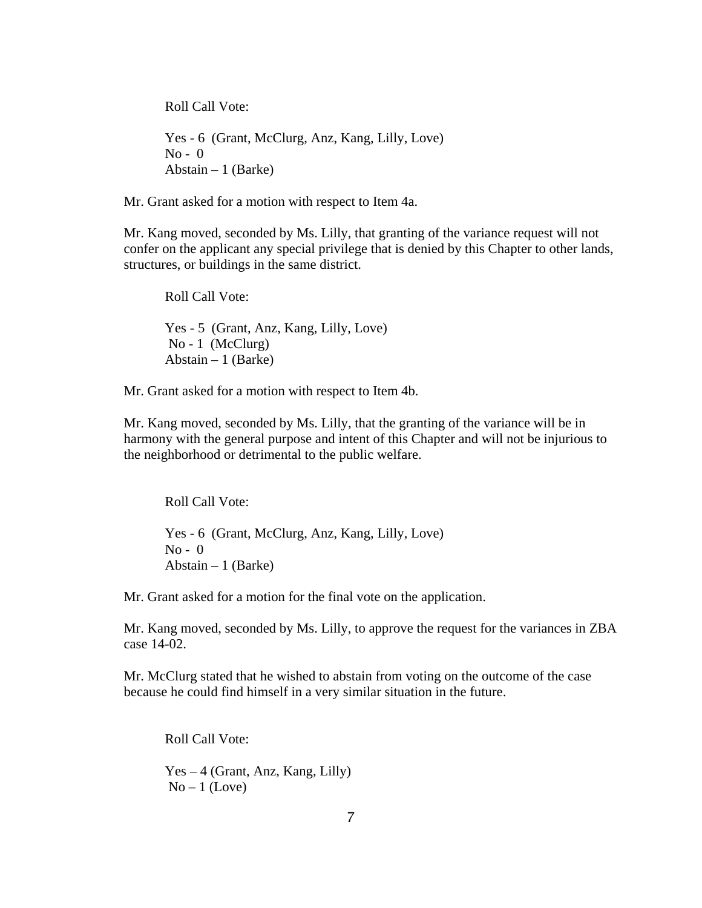Roll Call Vote:

Yes - 6 (Grant, McClurg, Anz, Kang, Lilly, Love)
No - 0
Abstain – 1 (Barke)

Mr. Grant asked for a motion with respect to Item 4a.

Mr. Kang moved, seconded by Ms. Lilly, that granting of the variance request will not confer on the applicant any special privilege that is denied by this Chapter to other lands, structures, or buildings in the same district.

Roll Call Vote:

Yes - 5 (Grant, Anz, Kang, Lilly, Love)
No - 1 (McClurg)
Abstain – 1 (Barke)

Mr. Grant asked for a motion with respect to Item 4b.

Mr. Kang moved, seconded by Ms. Lilly, that the granting of the variance will be in harmony with the general purpose and intent of this Chapter and will not be injurious to the neighborhood or detrimental to the public welfare.

Roll Call Vote:

Yes - 6 (Grant, McClurg, Anz, Kang, Lilly, Love)
No - 0
Abstain – 1 (Barke)

Mr. Grant asked for a motion for the final vote on the application.

Mr. Kang moved, seconded by Ms. Lilly, to approve the request for the variances in ZBA case 14-02.

Mr. McClurg stated that he wished to abstain from voting on the outcome of the case because he could find himself in a very similar situation in the future.

Roll Call Vote:

Yes – 4 (Grant, Anz, Kang, Lilly)
No – 1 (Love)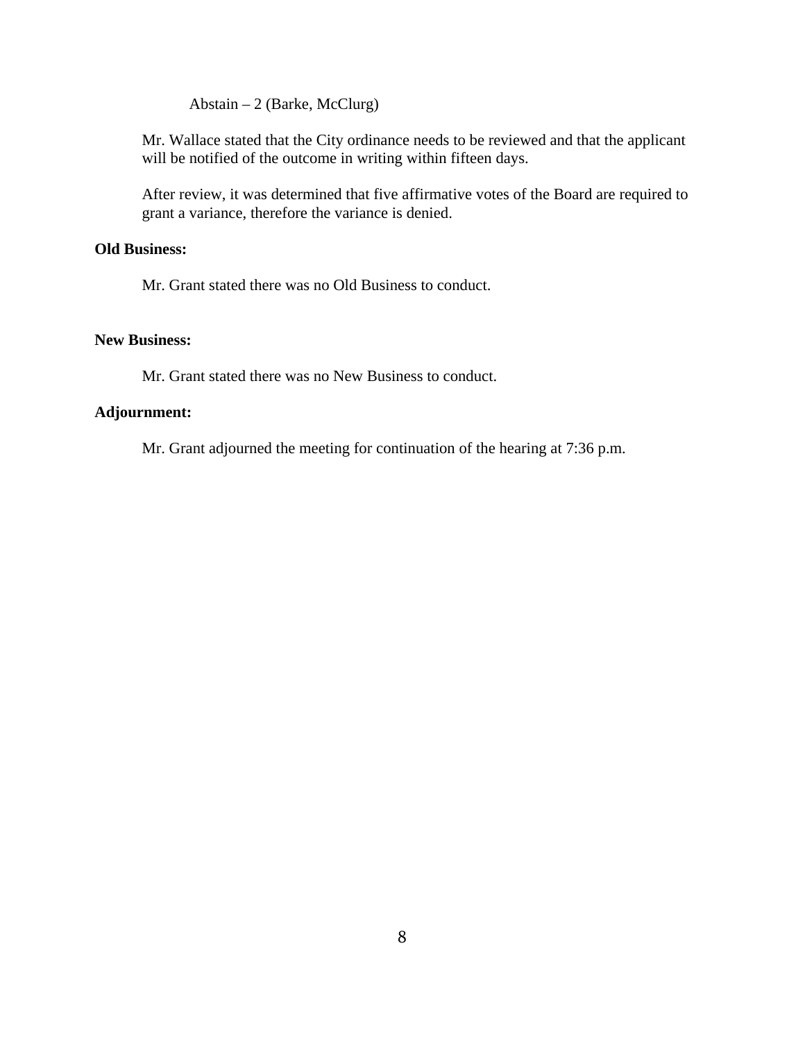Abstain – 2 (Barke, McClurg)

Mr. Wallace stated that the City ordinance needs to be reviewed and that the applicant will be notified of the outcome in writing within fifteen days.

After review, it was determined that five affirmative votes of the Board are required to grant a variance, therefore the variance is denied.

**Old Business:**

Mr. Grant stated there was no Old Business to conduct.

**New Business:**

Mr. Grant stated there was no New Business to conduct.

**Adjournment:**

Mr. Grant adjourned the meeting for continuation of the hearing at 7:36 p.m.